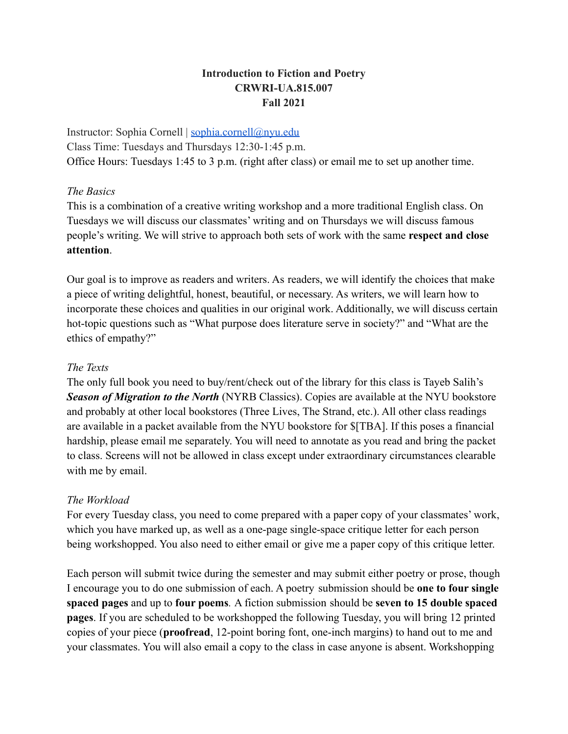**Introduction to Fiction and Poetry**
**CRWRI-UA.815.007**
**Fall 2021**

Instructor: Sophia Cornell | [sophia.cornell@nyu.edu](mailto:sophia.cornell@nyu.edu)
Class Time: Tuesdays and Thursdays 12:30-1:45 p.m.
Office Hours: Tuesdays 1:45 to 3 p.m. (right after class) or email me to set up another time.

*The Basics*

This is a combination of a creative writing workshop and a more traditional English class. On Tuesdays we will discuss our classmates' writing and on Thursdays we will discuss famous people's writing. We will strive to approach both sets of work with the same **respect and close attention**.

Our goal is to improve as readers and writers. As readers, we will identify the choices that make a piece of writing delightful, honest, beautiful, or necessary. As writers, we will learn how to incorporate these choices and qualities in our original work. Additionally, we will discuss certain hot-topic questions such as "What purpose does literature serve in society?" and "What are the ethics of empathy?"

*The Texts*

The only full book you need to buy/rent/check out of the library for this class is Tayeb Salih's ***Season of Migration to the North*** (NYRB Classics). Copies are available at the NYU bookstore and probably at other local bookstores (Three Lives, The Strand, etc.). All other class readings are available in a packet available from the NYU bookstore for $[TBA]. If this poses a financial hardship, please email me separately. You will need to annotate as you read and bring the packet to class. Screens will not be allowed in class except under extraordinary circumstances clearable with me by email.

*The Workload*

For every Tuesday class, you need to come prepared with a paper copy of your classmates' work, which you have marked up, as well as a one-page single-space critique letter for each person being workshopped. You also need to either email or give me a paper copy of this critique letter.

Each person will submit twice during the semester and may submit either poetry or prose, though I encourage you to do one submission of each. A poetry submission should be **one to four single spaced pages** and up to **four poems***.* A fiction submission should be **seven to 15 double spaced pages**. If you are scheduled to be workshopped the following Tuesday, you will bring 12 printed copies of your piece (**proofread**, 12-point boring font, one-inch margins) to hand out to me and your classmates. You will also email a copy to the class in case anyone is absent. Workshopping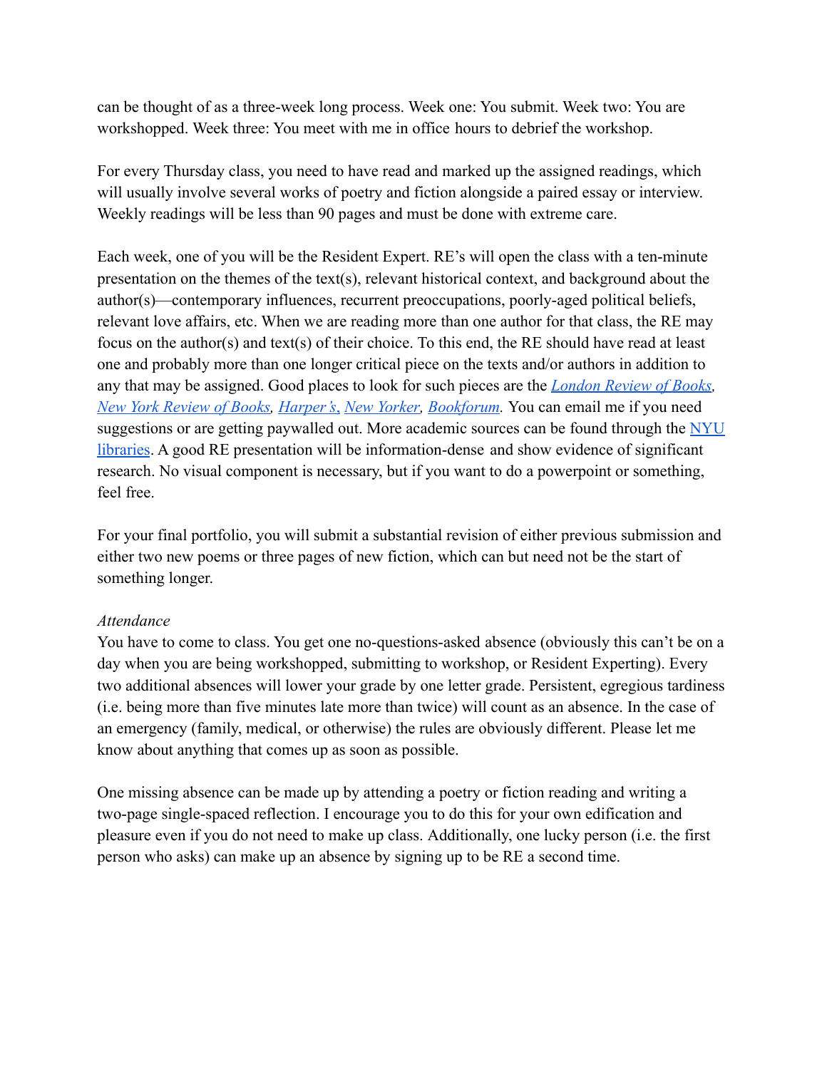can be thought of as a three-week long process. Week one: You submit. Week two: You are workshopped. Week three: You meet with me in office hours to debrief the workshop.

For every Thursday class, you need to have read and marked up the assigned readings, which will usually involve several works of poetry and fiction alongside a paired essay or interview. Weekly readings will be less than 90 pages and must be done with extreme care.

Each week, one of you will be the Resident Expert. RE's will open the class with a ten-minute presentation on the themes of the text(s), relevant historical context, and background about the author(s)—contemporary influences, recurrent preoccupations, poorly-aged political beliefs, relevant love affairs, etc. When we are reading more than one author for that class, the RE may focus on the author(s) and text(s) of their choice. To this end, the RE should have read at least one and probably more than one longer critical piece on the texts and/or authors in addition to any that may be assigned. Good places to look for such pieces are the *London Review of Books*, *New York Review of Books*, *Harper's*, *New Yorker*, *Bookforum*. You can email me if you need suggestions or are getting paywalled out. More academic sources can be found through the NYU libraries. A good RE presentation will be information-dense and show evidence of significant research. No visual component is necessary, but if you want to do a powerpoint or something, feel free.

For your final portfolio, you will submit a substantial revision of either previous submission and either two new poems or three pages of new fiction, which can but need not be the start of something longer.

*Attendance*

You have to come to class. You get one no-questions-asked absence (obviously this can't be on a day when you are being workshopped, submitting to workshop, or Resident Experting). Every two additional absences will lower your grade by one letter grade. Persistent, egregious tardiness (i.e. being more than five minutes late more than twice) will count as an absence. In the case of an emergency (family, medical, or otherwise) the rules are obviously different. Please let me know about anything that comes up as soon as possible.

One missing absence can be made up by attending a poetry or fiction reading and writing a two-page single-spaced reflection. I encourage you to do this for your own edification and pleasure even if you do not need to make up class. Additionally, one lucky person (i.e. the first person who asks) can make up an absence by signing up to be RE a second time.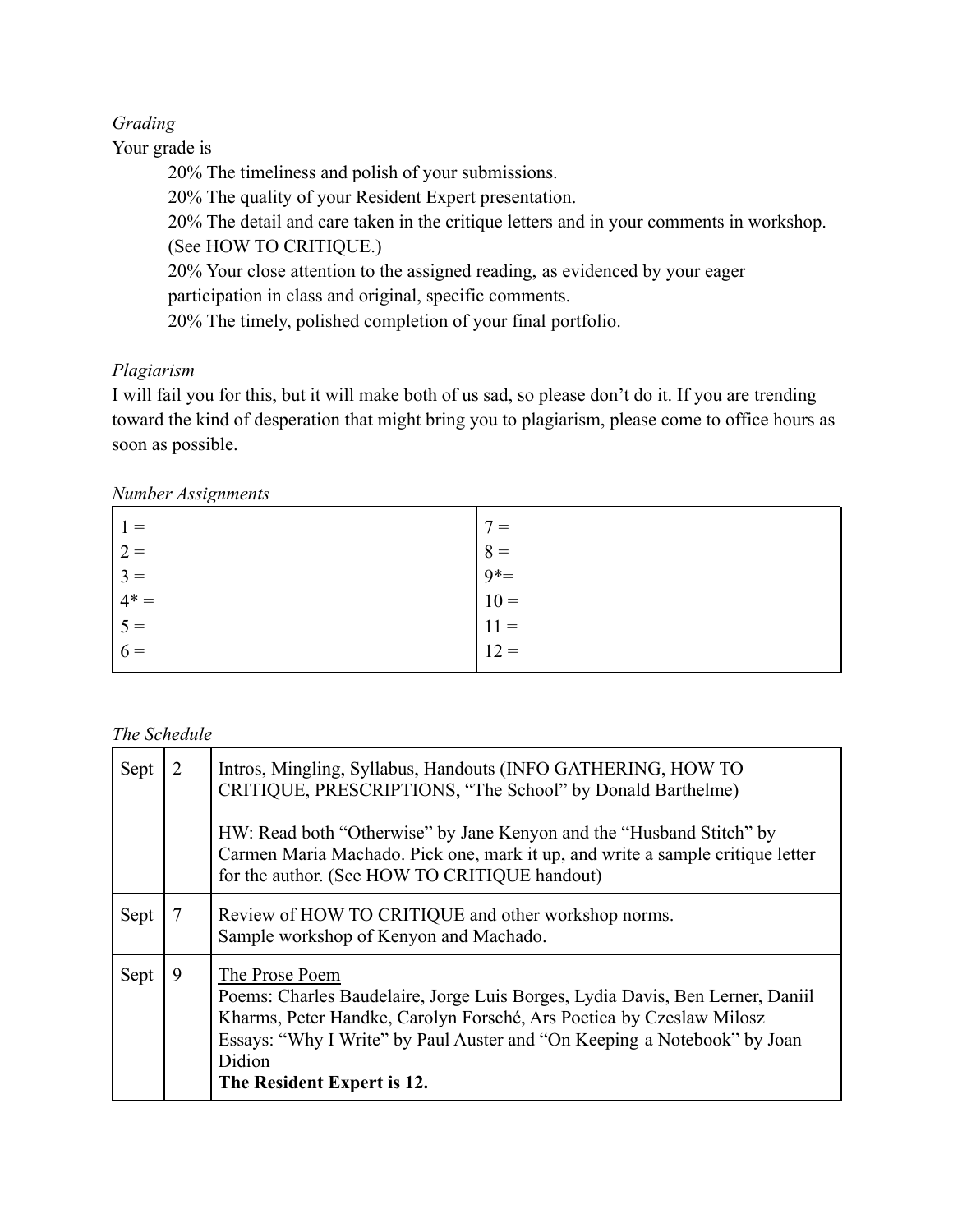*Grading*

Your grade is

20% The timeliness and polish of your submissions.
20% The quality of your Resident Expert presentation.
20% The detail and care taken in the critique letters and in your comments in workshop. (See HOW TO CRITIQUE.)
20% Your close attention to the assigned reading, as evidenced by your eager participation in class and original, specific comments.
20% The timely, polished completion of your final portfolio.

*Plagiarism*

I will fail you for this, but it will make both of us sad, so please don't do it. If you are trending toward the kind of desperation that might bring you to plagiarism, please come to office hours as soon as possible.

*Number Assignments*

| | |
|---|---|
| 1 = | 7 = |
| 2 = | 8 = |
| 3 = | 9*= |
| 4* = | 10 = |
| 5 = | 11 = |
| 6 = | 12 = |

*The Schedule*

| | | |
|---|---|---|
| Sept | 2 | Intros, Mingling, Syllabus, Handouts (INFO GATHERING, HOW TO CRITIQUE, PRESCRIPTIONS, "The School" by Donald Barthelme)<br><br>HW: Read both "Otherwise" by Jane Kenyon and the "Husband Stitch" by Carmen Maria Machado. Pick one, mark it up, and write a sample critique letter for the author. (See HOW TO CRITIQUE handout) |
| Sept | 7 | Review of HOW TO CRITIQUE and other workshop norms.<br>Sample workshop of Kenyon and Machado. |
| Sept | 9 | <u>The Prose Poem</u><br>Poems: Charles Baudelaire, Jorge Luis Borges, Lydia Davis, Ben Lerner, Daniil Kharms, Peter Handke, Carolyn Forsché, Ars Poetica by Czeslaw Milosz<br>Essays: "Why I Write" by Paul Auster and "On Keeping a Notebook" by Joan Didion<br>**The Resident Expert is 12.** |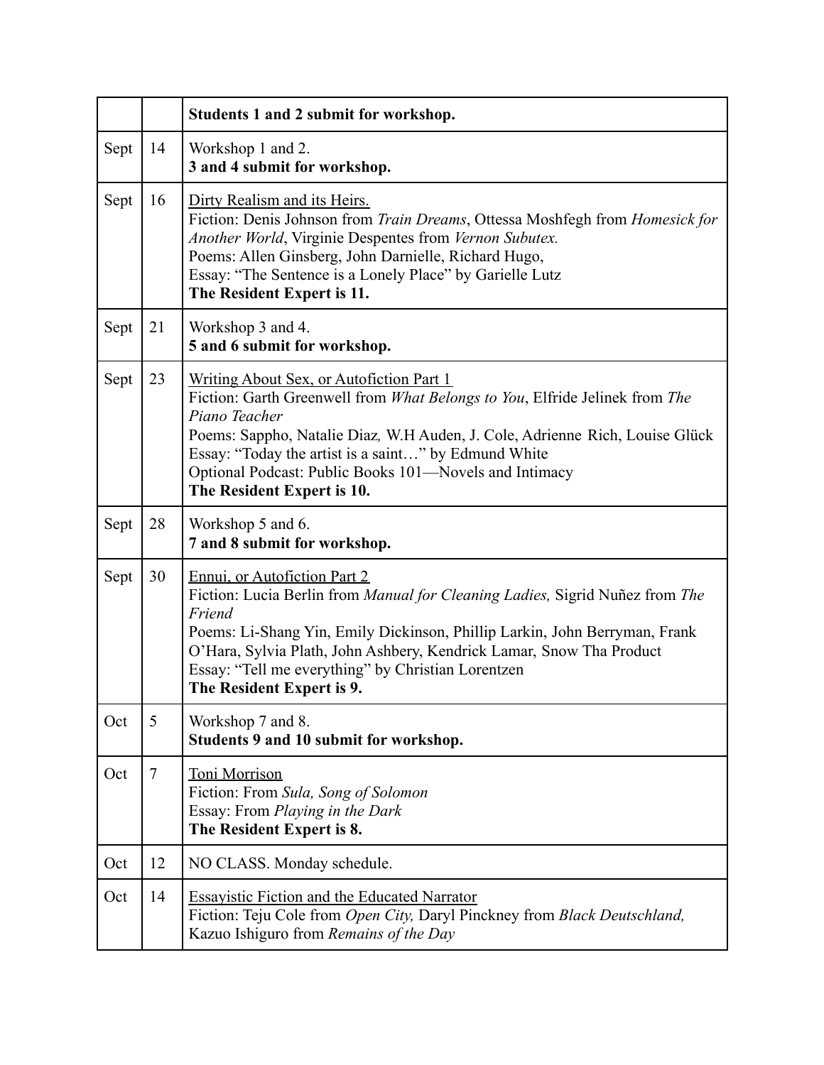| | | |
|---|---|---|
| | | **Students 1 and 2 submit for workshop.** |
| Sept | 14 | Workshop 1 and 2.<br>**3 and 4 submit for workshop.** |
| Sept | 16 | <u>Dirty Realism and its Heirs.</u><br>Fiction: Denis Johnson from *Train Dreams*, Ottessa Moshfegh from *Homesick for Another World*, Virginie Despentes from *Vernon Subutex.*<br>Poems: Allen Ginsberg, John Darnielle, Richard Hugo,<br>Essay: "The Sentence is a Lonely Place" by Garielle Lutz<br>**The Resident Expert is 11.** |
| Sept | 21 | Workshop 3 and 4.<br>**5 and 6 submit for workshop.** |
| Sept | 23 | <u>Writing About Sex, or Autofiction Part 1</u><br>Fiction: Garth Greenwell from *What Belongs to You*, Elfride Jelinek from *The Piano Teacher*<br>Poems: Sappho, Natalie Diaz*,* W.H Auden, J. Cole, Adrienne Rich, Louise Glück<br>Essay: "Today the artist is a saint…" by Edmund White<br>Optional Podcast: Public Books 101—Novels and Intimacy<br>**The Resident Expert is 10.** |
| Sept | 28 | Workshop 5 and 6.<br>**7 and 8 submit for workshop.** |
| Sept | 30 | <u>Ennui, or Autofiction Part 2</u><br>Fiction: Lucia Berlin from *Manual for Cleaning Ladies,* Sigrid Nuñez from *The Friend*<br>Poems: Li-Shang Yin, Emily Dickinson, Phillip Larkin, John Berryman, Frank O'Hara, Sylvia Plath, John Ashbery, Kendrick Lamar, Snow Tha Product<br>Essay: "Tell me everything" by Christian Lorentzen<br>**The Resident Expert is 9.** |
| Oct | 5 | Workshop 7 and 8.<br>**Students 9 and 10 submit for workshop.** |
| Oct | 7 | <u>Toni Morrison</u><br>Fiction: From *Sula, Song of Solomon*<br>Essay: From *Playing in the Dark*<br>**The Resident Expert is 8.** |
| Oct | 12 | NO CLASS. Monday schedule. |
| Oct | 14 | <u>Essayistic Fiction and the Educated Narrator</u><br>Fiction: Teju Cole from *Open City,* Daryl Pinckney from *Black Deutschland,* Kazuo Ishiguro from *Remains of the Day* |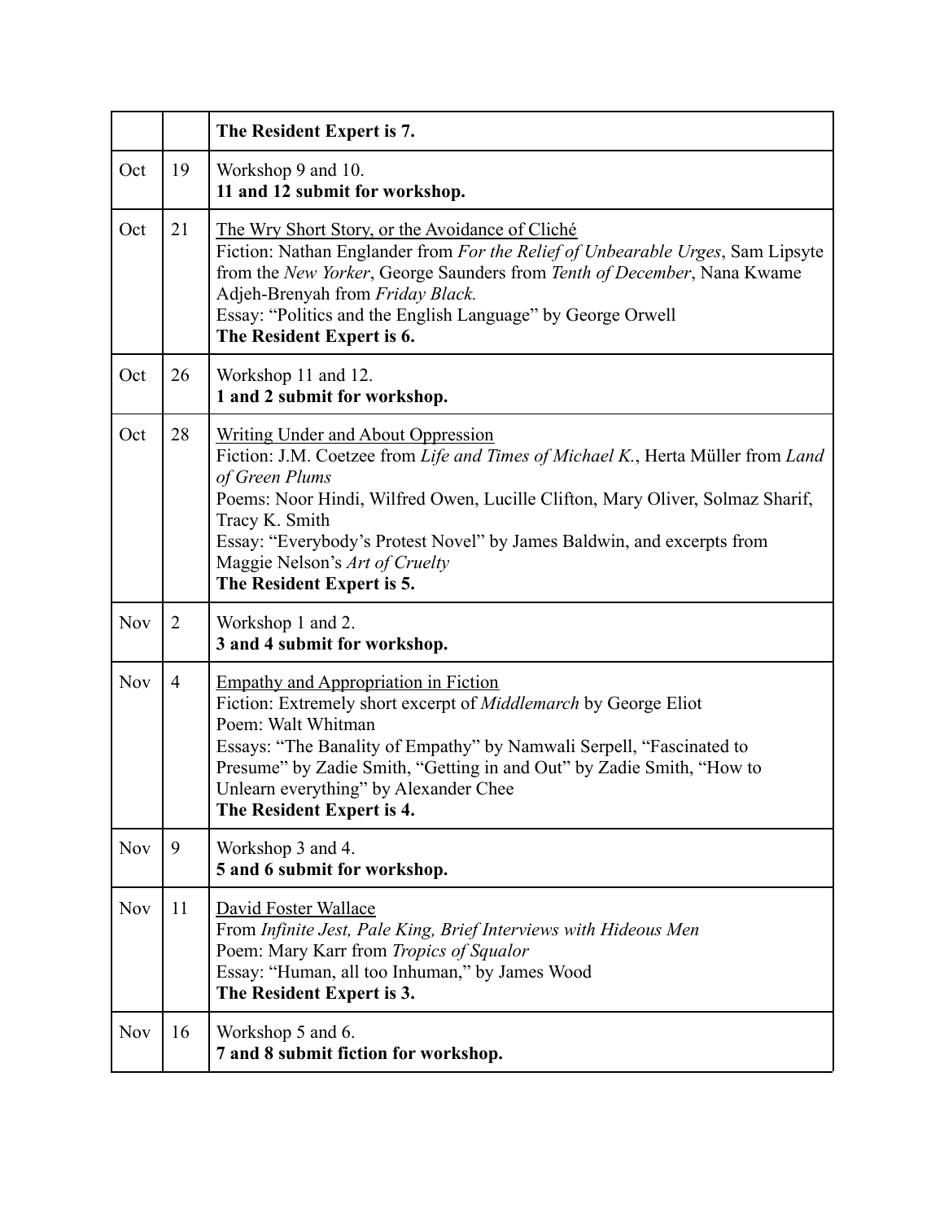| | | **The Resident Expert is 7.** |
|---|---|---|
| Oct | 19 | Workshop 9 and 10.<br>**11 and 12 submit for workshop.** |
| Oct | 21 | <u>The Wry Short Story, or the Avoidance of Cliché</u><br>Fiction: Nathan Englander from *For the Relief of Unbearable Urges*, Sam Lipsyte from the *New Yorker*, George Saunders from *Tenth of December*, Nana Kwame Adjeh-Brenyah from *Friday Black.*<br>Essay: "Politics and the English Language" by George Orwell<br>**The Resident Expert is 6.** |
| Oct | 26 | Workshop 11 and 12.<br>**1 and 2 submit for workshop.** |
| Oct | 28 | <u>Writing Under and About Oppression</u><br>Fiction: J.M. Coetzee from *Life and Times of Michael K.*, Herta Müller from *Land of Green Plums*<br>Poems: Noor Hindi, Wilfred Owen, Lucille Clifton, Mary Oliver, Solmaz Sharif, Tracy K. Smith<br>Essay: "Everybody's Protest Novel" by James Baldwin, and excerpts from Maggie Nelson's *Art of Cruelty*<br>**The Resident Expert is 5.** |
| Nov | 2 | Workshop 1 and 2.<br>**3 and 4 submit for workshop.** |
| Nov | 4 | <u>Empathy and Appropriation in Fiction</u><br>Fiction: Extremely short excerpt of *Middlemarch* by George Eliot<br>Poem: Walt Whitman<br>Essays: "The Banality of Empathy" by Namwali Serpell, "Fascinated to Presume" by Zadie Smith, "Getting in and Out" by Zadie Smith, "How to Unlearn everything" by Alexander Chee<br>**The Resident Expert is 4.** |
| Nov | 9 | Workshop 3 and 4.<br>**5 and 6 submit for workshop.** |
| Nov | 11 | <u>David Foster Wallace</u><br>From *Infinite Jest, Pale King, Brief Interviews with Hideous Men*<br>Poem: Mary Karr from *Tropics of Squalor*<br>Essay: "Human, all too Inhuman," by James Wood<br>**The Resident Expert is 3.** |
| Nov | 16 | Workshop 5 and 6.<br>**7 and 8 submit fiction for workshop.** |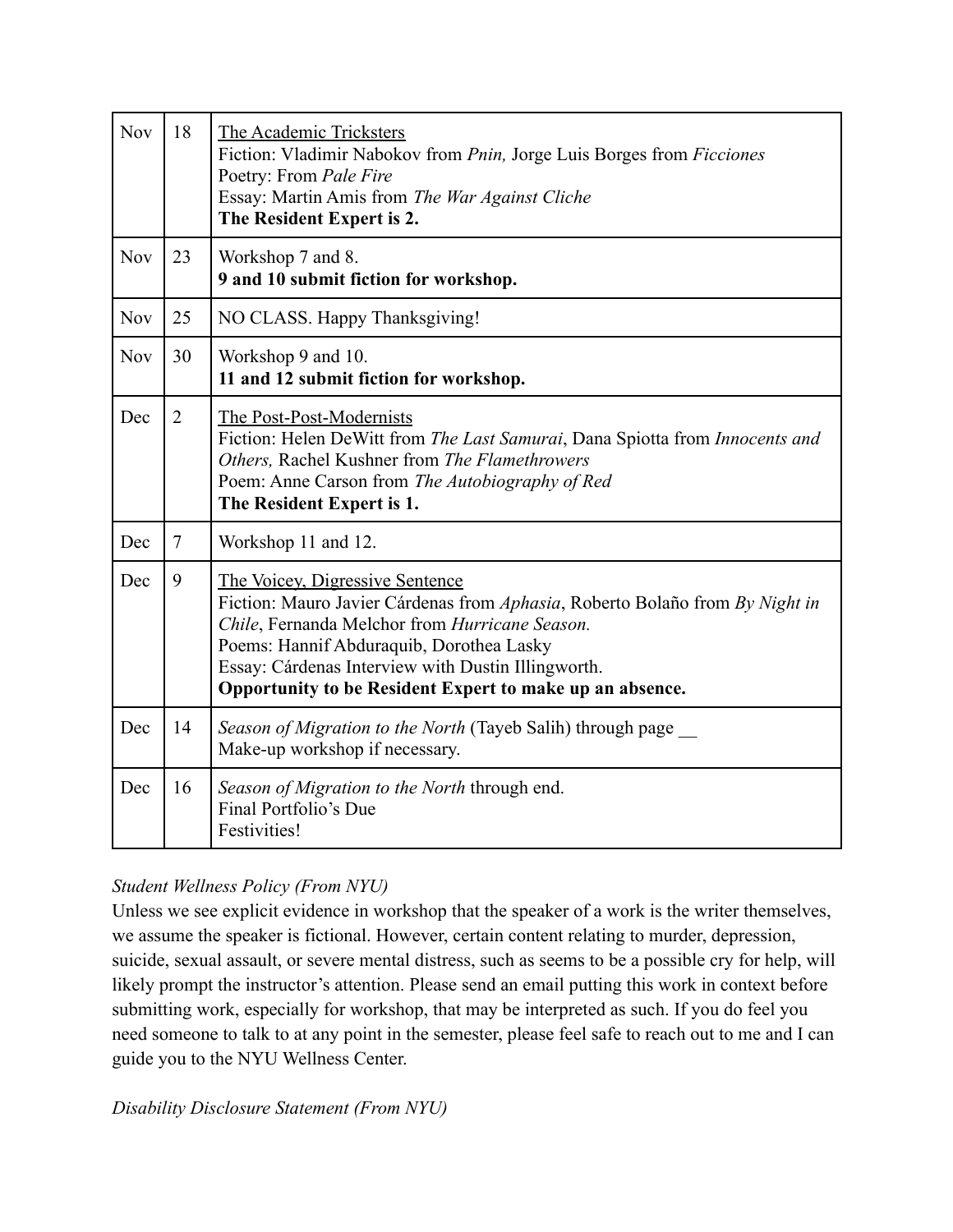| | | |
|---|---|---|
| Nov | 18 | The Academic Tricksters<br>Fiction: Vladimir Nabokov from *Pnin,* Jorge Luis Borges from *Ficciones*<br>Poetry: From *Pale Fire*<br>Essay: Martin Amis from *The War Against Cliche*<br>**The Resident Expert is 2.** |
| Nov | 23 | Workshop 7 and 8.<br>**9 and 10 submit fiction for workshop.** |
| Nov | 25 | NO CLASS. Happy Thanksgiving! |
| Nov | 30 | Workshop 9 and 10.<br>**11 and 12 submit fiction for workshop.** |
| Dec | 2 | The Post-Post-Modernists<br>Fiction: Helen DeWitt from *The Last Samurai*, Dana Spiotta from *Innocents and Others,* Rachel Kushner from *The Flamethrowers*<br>Poem: Anne Carson from *The Autobiography of Red*<br>**The Resident Expert is 1.** |
| Dec | 7 | Workshop 11 and 12. |
| Dec | 9 | The Voicey, Digressive Sentence<br>Fiction: Mauro Javier Cárdenas from *Aphasia*, Roberto Bolaño from *By Night in Chile*, Fernanda Melchor from *Hurricane Season.*<br>Poems: Hannif Abduraquib, Dorothea Lasky<br>Essay: Cárdenas Interview with Dustin Illingworth.<br>**Opportunity to be Resident Expert to make up an absence.** |
| Dec | 14 | *Season of Migration to the North* (Tayeb Salih) through page __<br>Make-up workshop if necessary. |
| Dec | 16 | *Season of Migration to the North* through end.<br>Final Portfolio's Due<br>Festivities! |

*Student Wellness Policy (From NYU)*

Unless we see explicit evidence in workshop that the speaker of a work is the writer themselves, we assume the speaker is fictional. However, certain content relating to murder, depression, suicide, sexual assault, or severe mental distress, such as seems to be a possible cry for help, will likely prompt the instructor's attention. Please send an email putting this work in context before submitting work, especially for workshop, that may be interpreted as such. If you do feel you need someone to talk to at any point in the semester, please feel safe to reach out to me and I can guide you to the NYU Wellness Center.

*Disability Disclosure Statement (From NYU)*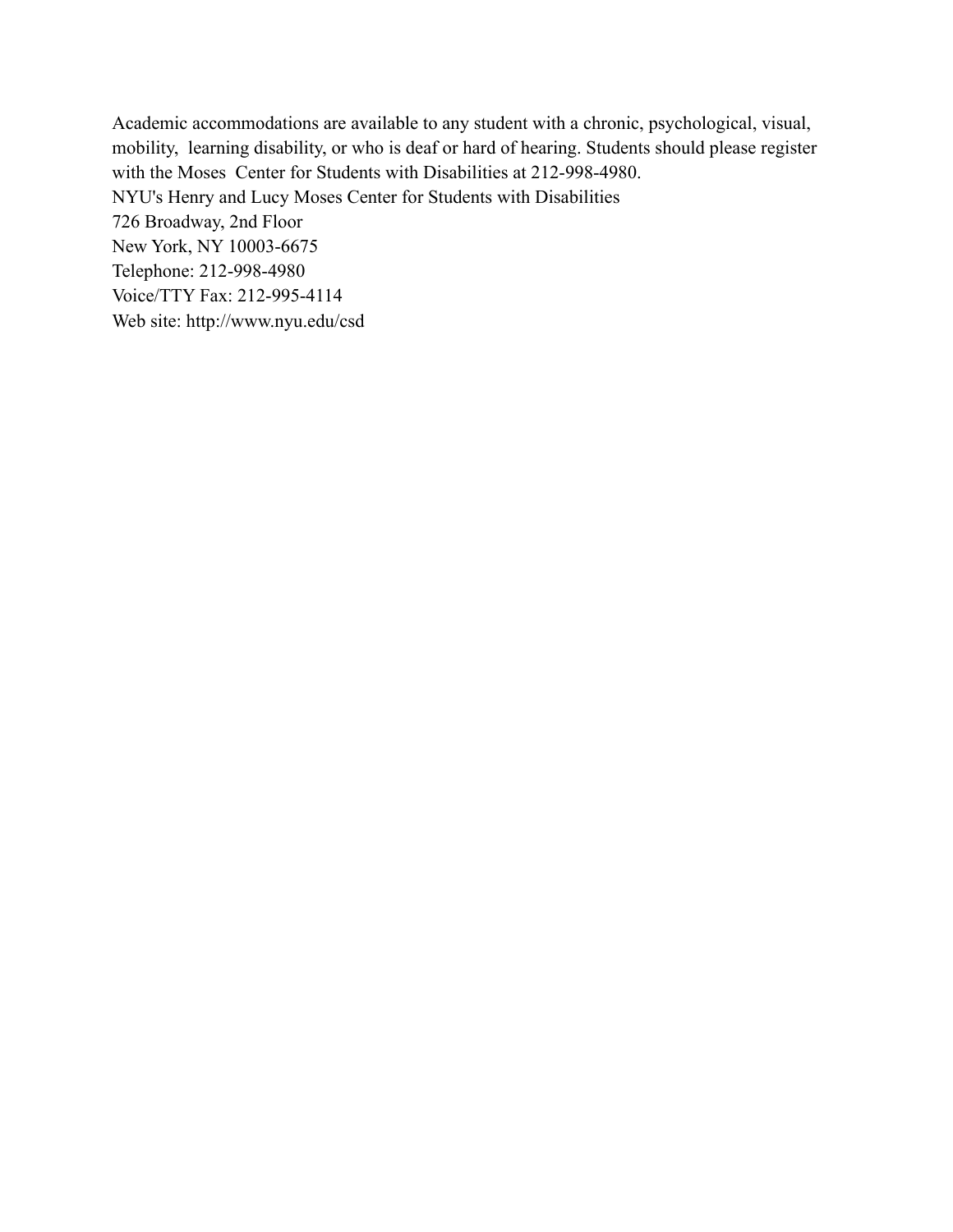Academic accommodations are available to any student with a chronic, psychological, visual, mobility, learning disability, or who is deaf or hard of hearing. Students should please register with the Moses Center for Students with Disabilities at 212-998-4980.

NYU's Henry and Lucy Moses Center for Students with Disabilities  
726 Broadway, 2nd Floor  
New York, NY 10003-6675  
Telephone: 212-998-4980  
Voice/TTY Fax: 212-995-4114  
Web site: http://www.nyu.edu/csd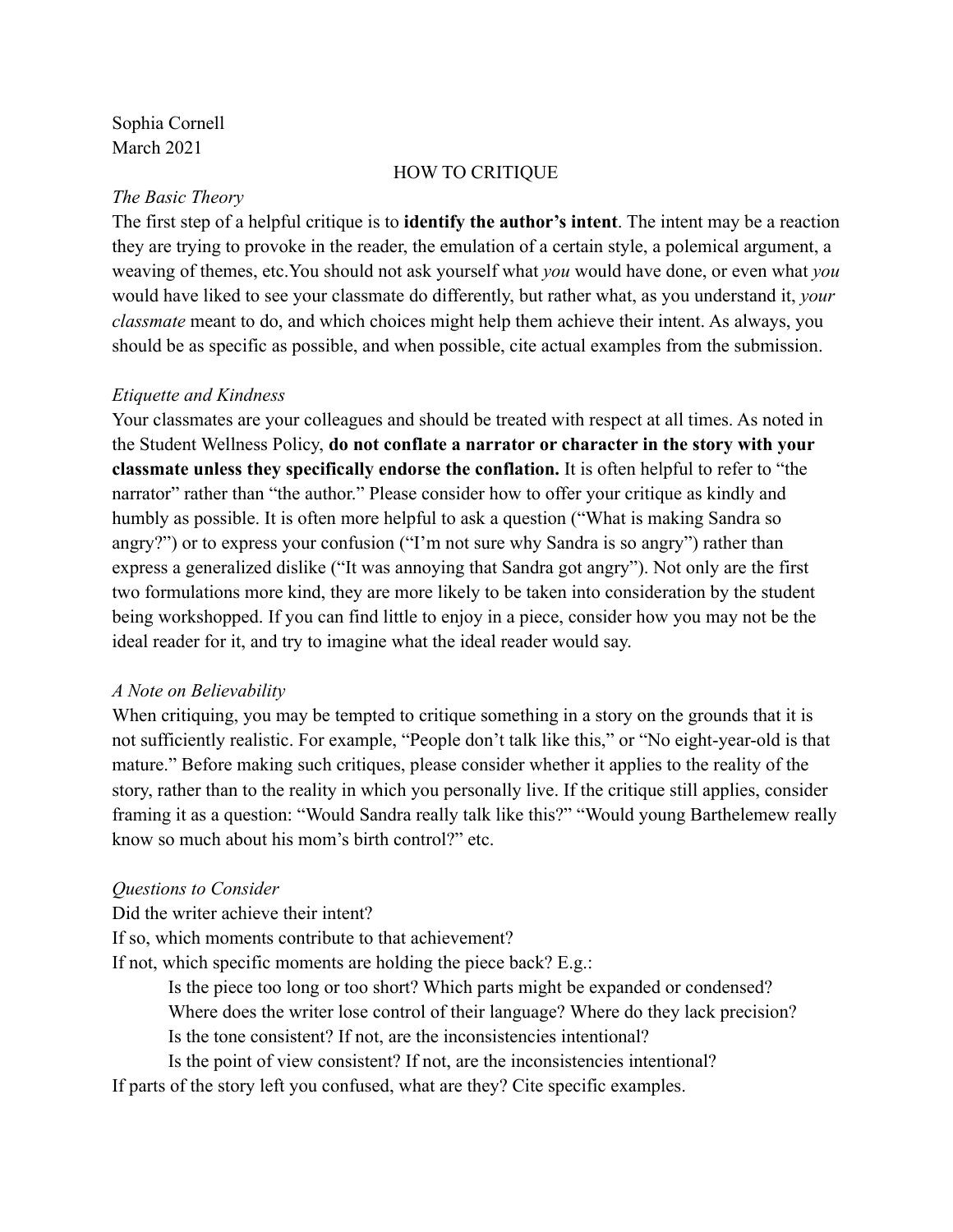Sophia Cornell
March 2021

# HOW TO CRITIQUE

*The Basic Theory*

The first step of a helpful critique is to **identify the author's intent**. The intent may be a reaction they are trying to provoke in the reader, the emulation of a certain style, a polemical argument, a weaving of themes, etc.You should not ask yourself what *you* would have done, or even what *you* would have liked to see your classmate do differently, but rather what, as you understand it, *your classmate* meant to do, and which choices might help them achieve their intent. As always, you should be as specific as possible, and when possible, cite actual examples from the submission.

*Etiquette and Kindness*

Your classmates are your colleagues and should be treated with respect at all times. As noted in the Student Wellness Policy, **do not conflate a narrator or character in the story with your classmate unless they specifically endorse the conflation.** It is often helpful to refer to "the narrator" rather than "the author." Please consider how to offer your critique as kindly and humbly as possible. It is often more helpful to ask a question ("What is making Sandra so angry?") or to express your confusion ("I'm not sure why Sandra is so angry") rather than express a generalized dislike ("It was annoying that Sandra got angry"). Not only are the first two formulations more kind, they are more likely to be taken into consideration by the student being workshopped. If you can find little to enjoy in a piece, consider how you may not be the ideal reader for it, and try to imagine what the ideal reader would say.

*A Note on Believability*

When critiquing, you may be tempted to critique something in a story on the grounds that it is not sufficiently realistic. For example, "People don't talk like this," or "No eight-year-old is that mature." Before making such critiques, please consider whether it applies to the reality of the story, rather than to the reality in which you personally live. If the critique still applies, consider framing it as a question: "Would Sandra really talk like this?" "Would young Barthelemew really know so much about his mom's birth control?" etc.

*Questions to Consider*

Did the writer achieve their intent?
If so, which moments contribute to that achievement?
If not, which specific moments are holding the piece back? E.g.:

- Is the piece too long or too short? Which parts might be expanded or condensed?
- Where does the writer lose control of their language? Where do they lack precision?
- Is the tone consistent? If not, are the inconsistencies intentional?
- Is the point of view consistent? If not, are the inconsistencies intentional?

If parts of the story left you confused, what are they? Cite specific examples.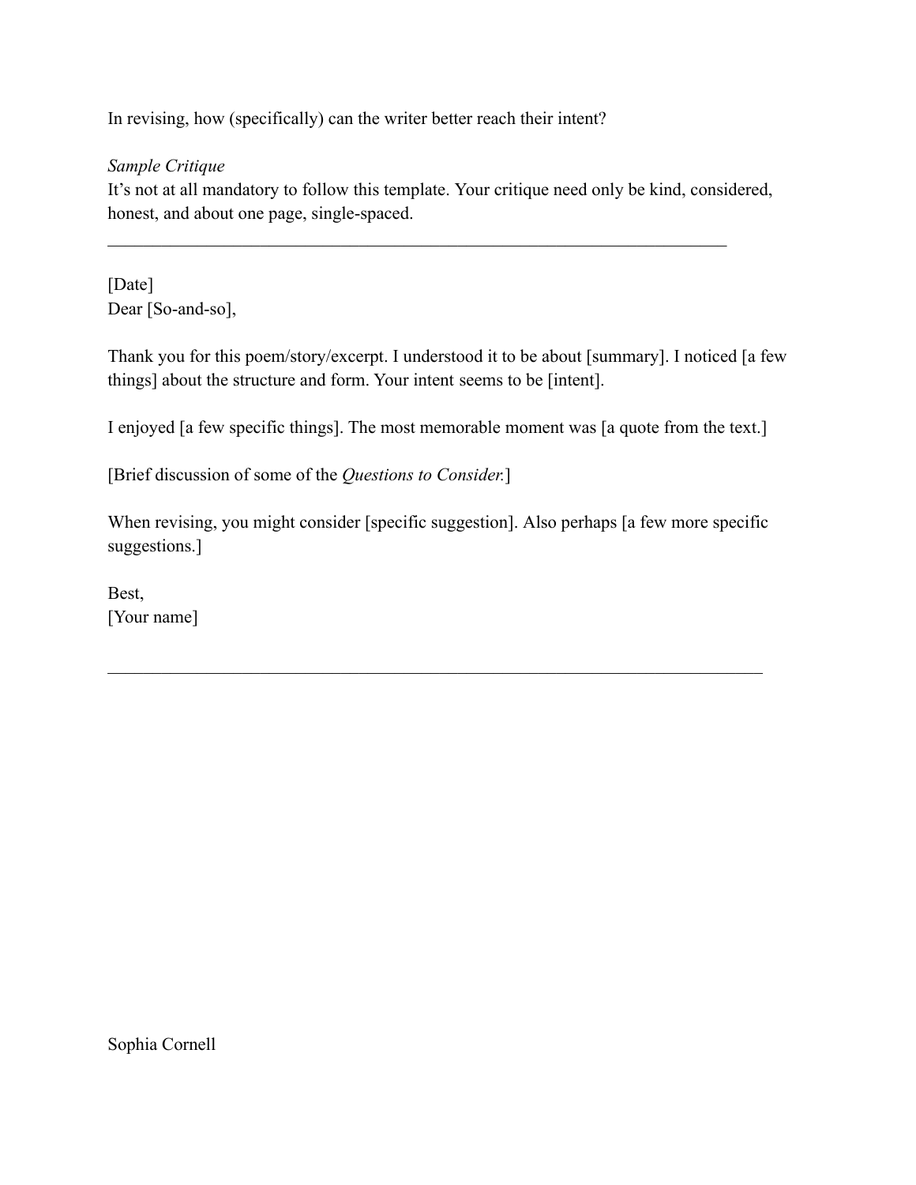In revising, how (specifically) can the writer better reach their intent?

*Sample Critique*

It's not at all mandatory to follow this template. Your critique need only be kind, considered, honest, and about one page, single-spaced.

---

[Date]
Dear [So-and-so],

Thank you for this poem/story/excerpt. I understood it to be about [summary]. I noticed [a few things] about the structure and form. Your intent seems to be [intent].

I enjoyed [a few specific things]. The most memorable moment was [a quote from the text.]

[Brief discussion of some of the *Questions to Consider*.]

When revising, you might consider [specific suggestion]. Also perhaps [a few more specific suggestions.]

Best,
[Your name]

---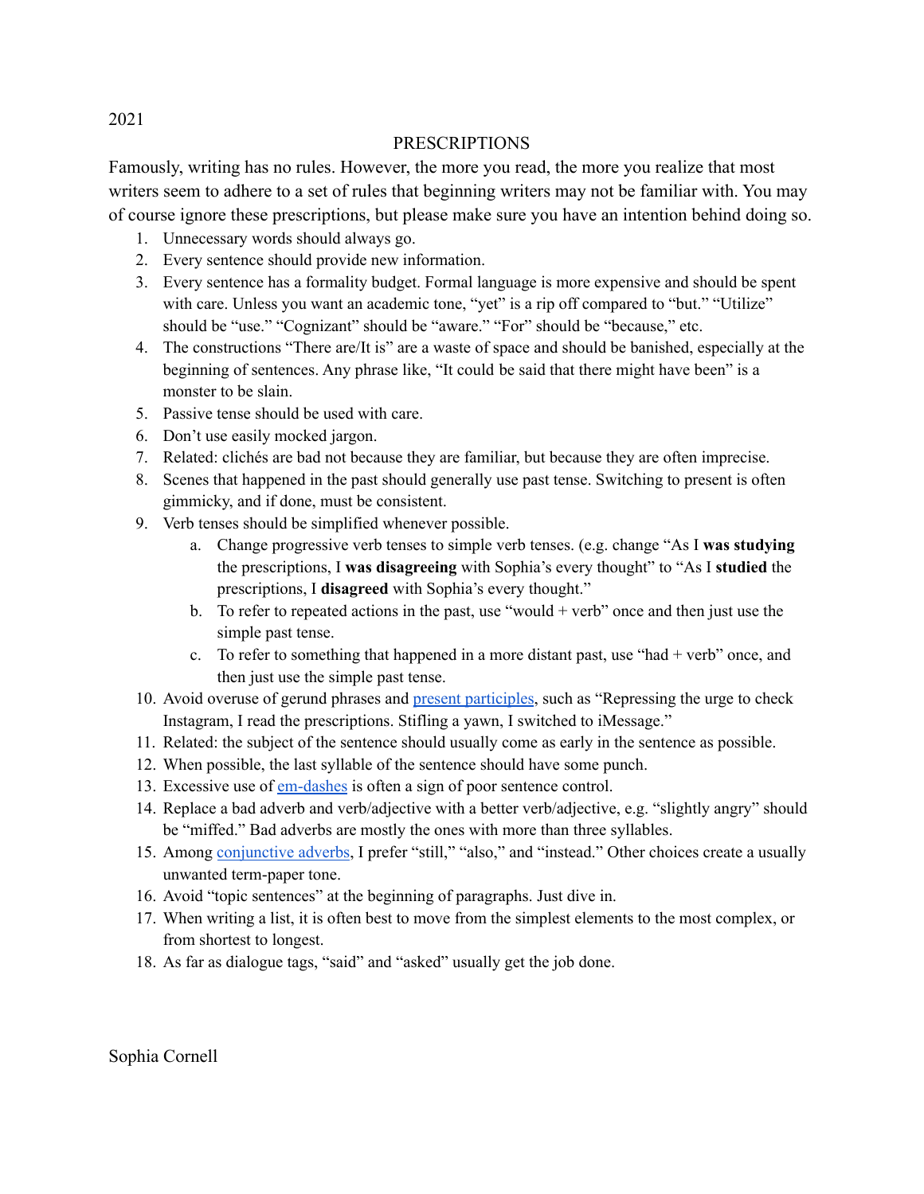2021

# PRESCRIPTIONS

Famously, writing has no rules. However, the more you read, the more you realize that most writers seem to adhere to a set of rules that beginning writers may not be familiar with. You may of course ignore these prescriptions, but please make sure you have an intention behind doing so.

1. Unnecessary words should always go.
2. Every sentence should provide new information.
3. Every sentence has a formality budget. Formal language is more expensive and should be spent with care. Unless you want an academic tone, "yet" is a rip off compared to "but." "Utilize" should be "use." "Cognizant" should be "aware." "For" should be "because," etc.
4. The constructions "There are/It is" are a waste of space and should be banished, especially at the beginning of sentences. Any phrase like, "It could be said that there might have been" is a monster to be slain.
5. Passive tense should be used with care.
6. Don't use easily mocked jargon.
7. Related: clichés are bad not because they are familiar, but because they are often imprecise.
8. Scenes that happened in the past should generally use past tense. Switching to present is often gimmicky, and if done, must be consistent.
9. Verb tenses should be simplified whenever possible.
   a. Change progressive verb tenses to simple verb tenses. (e.g. change "As I **was studying** the prescriptions, I **was disagreeing** with Sophia's every thought" to "As I **studied** the prescriptions, I **disagreed** with Sophia's every thought."
   b. To refer to repeated actions in the past, use "would + verb" once and then just use the simple past tense.
   c. To refer to something that happened in a more distant past, use "had + verb" once, and then just use the simple past tense.
10. Avoid overuse of gerund phrases and present participles, such as "Repressing the urge to check Instagram, I read the prescriptions. Stifling a yawn, I switched to iMessage."
11. Related: the subject of the sentence should usually come as early in the sentence as possible.
12. When possible, the last syllable of the sentence should have some punch.
13. Excessive use of em-dashes is often a sign of poor sentence control.
14. Replace a bad adverb and verb/adjective with a better verb/adjective, e.g. "slightly angry" should be "miffed." Bad adverbs are mostly the ones with more than three syllables.
15. Among conjunctive adverbs, I prefer "still," "also," and "instead." Other choices create a usually unwanted term-paper tone.
16. Avoid "topic sentences" at the beginning of paragraphs. Just dive in.
17. When writing a list, it is often best to move from the simplest elements to the most complex, or from shortest to longest.
18. As far as dialogue tags, "said" and "asked" usually get the job done.

Sophia Cornell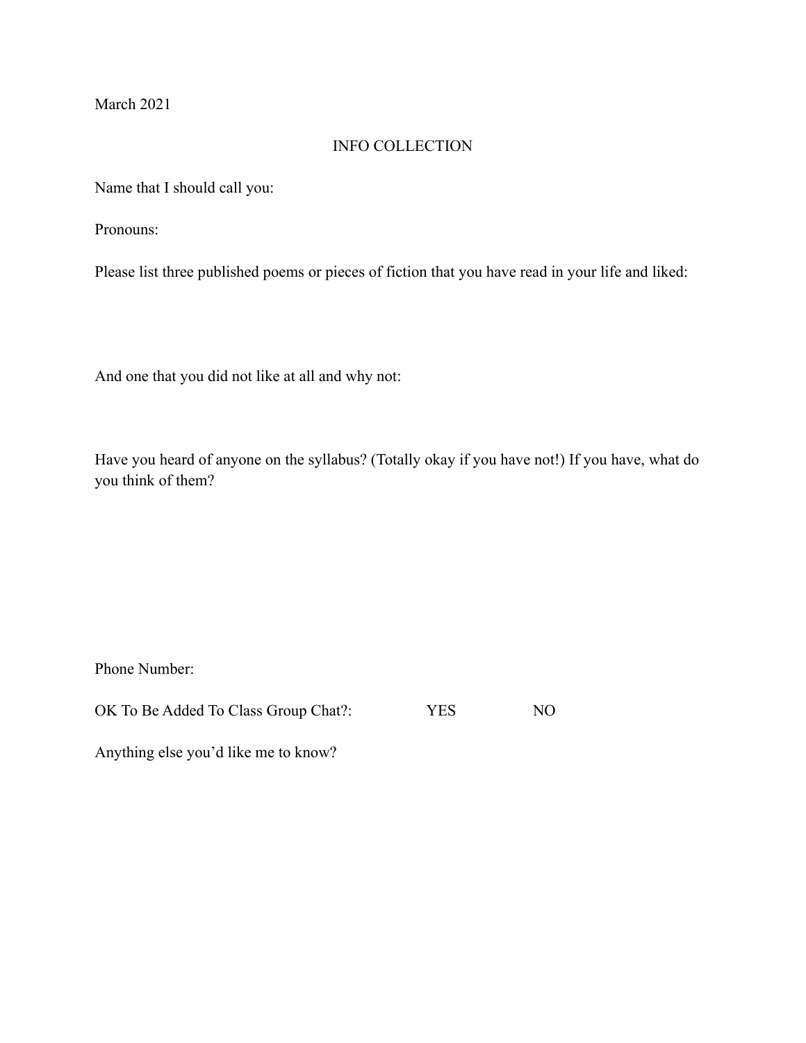March 2021

## INFO COLLECTION

Name that I should call you:

Pronouns:

Please list three published poems or pieces of fiction that you have read in your life and liked:

And one that you did not like at all and why not:

Have you heard of anyone on the syllabus? (Totally okay if you have not!) If you have, what do you think of them?

Phone Number:

OK To Be Added To Class Group Chat?: YES NO

Anything else you'd like me to know?